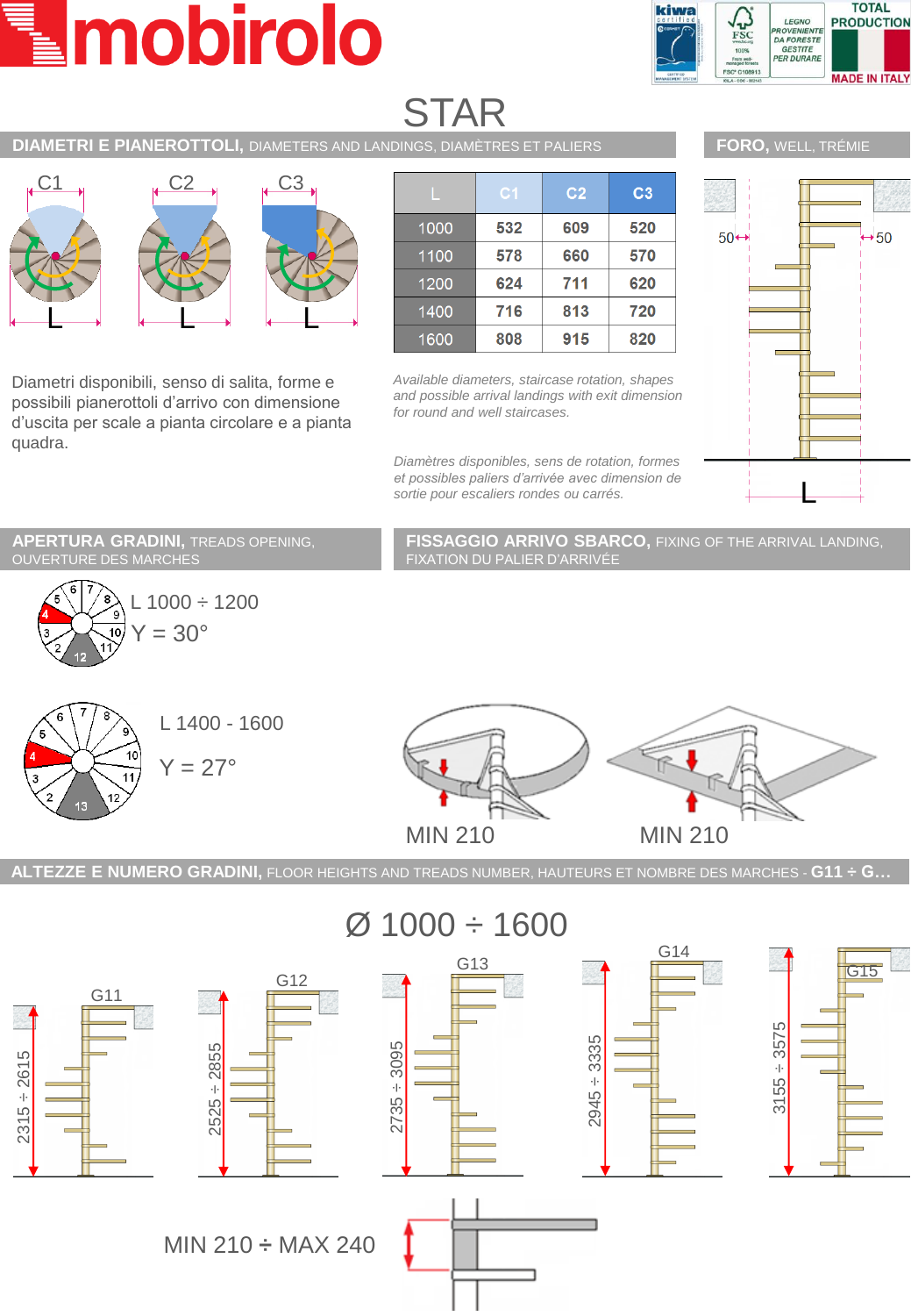# mobirolo

## STAR

## DIAMETRI E PIANEROTTOLI, DIAMETERS AND LANDINGS, DIAMÈTRES ET PALIERS

C1 C2 C3

| L | C1 | C2 | C3 |
|---|---|---|---|
| 1000 | 532 | 609 | 520 |
| 1100 | 578 | 660 | 570 |
| 1200 | 624 | 711 | 620 |
| 1400 | 716 | 813 | 720 |
| 1600 | 808 | 915 | 820 |

Diametri disponibili, senso di salita, forme e possibili pianerottoli d'arrivo con dimensione d'uscita per scale a pianta circolare e a pianta quadra.

*Available diameters, staircase rotation, shapes and possible arrival landings with exit dimension for round and well staircases.*

*Diamètres disponibles, sens de rotation, formes et possibles paliers d'arrivée avec dimension de sortie pour escaliers rondes ou carrés.*

## FORO, WELL, TRÉMIE

50 — 50

L

## APERTURA GRADINI, TREADS OPENING, OUVERTURE DES MARCHES

L 1000 ÷ 1200

Y = 30°

L 1400 - 1600

Y = 27°

## FISSAGGIO ARRIVO SBARCO, FIXING OF THE ARRIVAL LANDING, FIXATION DU PALIER D'ARRIVÉE

MIN 210

MIN 210

## ALTEZZE E NUMERO GRADINI, FLOOR HEIGHTS AND TREADS NUMBER, HAUTEURS ET NOMBRE DES MARCHES - G11 ÷ G...

Ø 1000 ÷ 1600

| G11 | G12 | G13 | G14 | G15 |
|---|---|---|---|---|
| 2315 ÷ 2615 | 2525 ÷ 2855 | 2735 ÷ 3095 | 2945 ÷ 3335 | 3155 ÷ 3575 |

MIN 210 ÷ MAX 240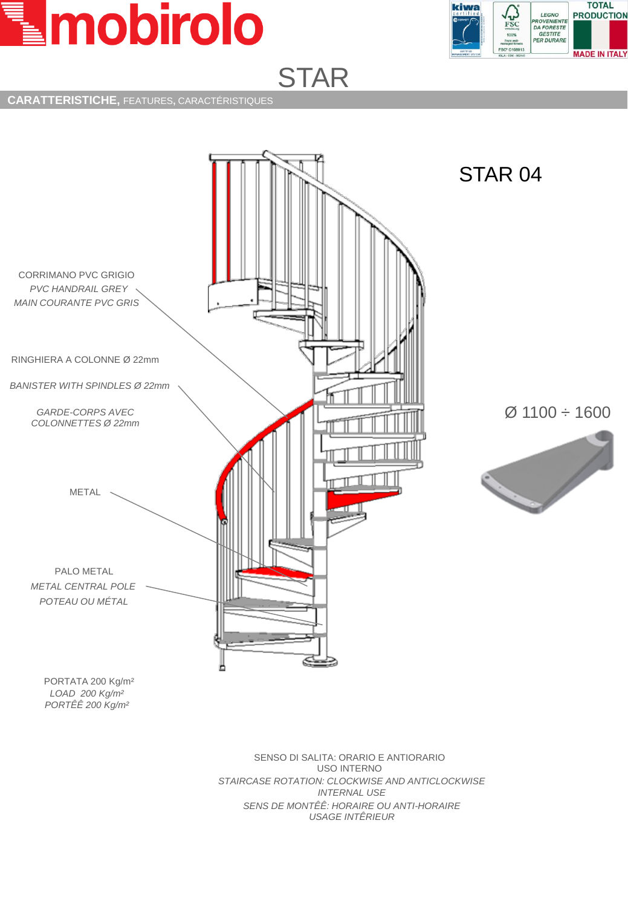# STAR

## CARATTERISTICHE, FEATURES, CARACTÉRISTIQUES

### STAR 04

CORRIMANO PVC GRIGIO
*PVC HANDRAIL GREY*
*MAIN COURANTE PVC GRIS*

RINGHIERA A COLONNE Ø 22mm
*BANISTER WITH SPINDLES Ø 22mm*
*GARDE-CORPS AVEC COLONNETTES Ø 22mm*

METAL

PALO METAL
*METAL CENTRAL POLE*
*POTEAU OU MÉTAL*

Ø 1100 ÷ 1600

PORTATA 200 Kg/m²
*LOAD 200 Kg/m²*
*PORTÊÊ 200 Kg/m²*

SENSO DI SALITA: ORARIO E ANTIORARIO
USO INTERNO
*STAIRCASE ROTATION: CLOCKWISE AND ANTICLOCKWISE*
*INTERNAL USE*
*SENS DE MONTÊÊ: HORAIRE OU ANTI-HORAIRE*
*USAGE INTÊRIEUR*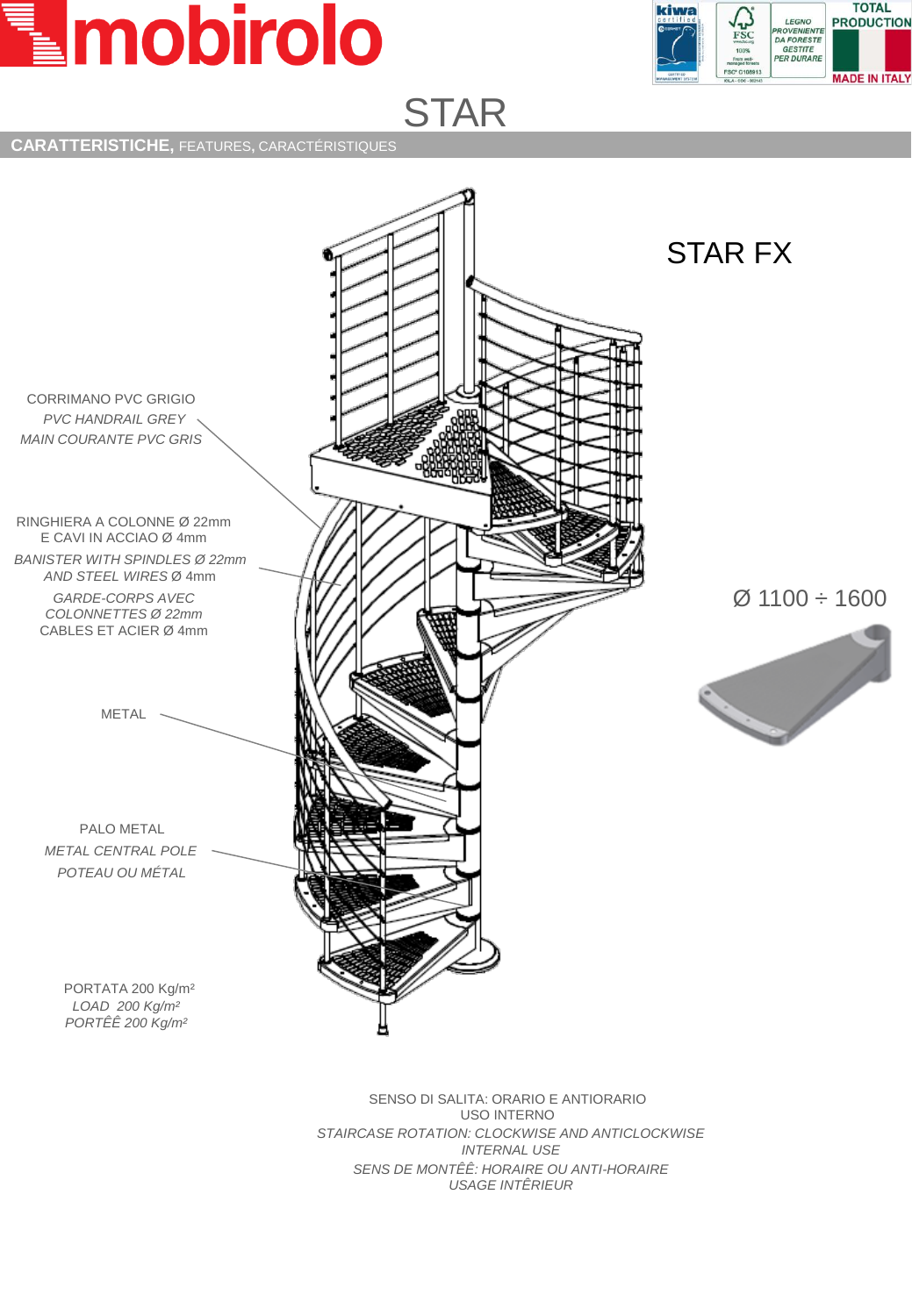# STAR

**CARATTERISTICHE,** FEATURES, CARACTÉRISTIQUES

## STAR FX

CORRIMANO PVC GRIGIO
*PVC HANDRAIL GREY*
*MAIN COURANTE PVC GRIS*

RINGHIERA A COLONNE Ø 22mm
E CAVI IN ACCIAO Ø 4mm
*BANISTER WITH SPINDLES Ø 22mm*
*AND STEEL WIRES Ø 4mm*
*GARDE-CORPS AVEC*
*COLONNETTES Ø 22mm*
CABLES ET ACIER Ø 4mm

METAL

PALO METAL
*METAL CENTRAL POLE*
*POTEAU OU MÉTAL*

PORTATA 200 Kg/m²
*LOAD 200 Kg/m²*
*PORTÊÊ 200 Kg/m²*

Ø 1100 ÷ 1600

SENSO DI SALITA: ORARIO E ANTIORARIO
USO INTERNO
*STAIRCASE ROTATION: CLOCKWISE AND ANTICLOCKWISE*
*INTERNAL USE*
*SENS DE MONTÊÊ: HORAIRE OU ANTI-HORAIRE*
*USAGE INTÊRIEUR*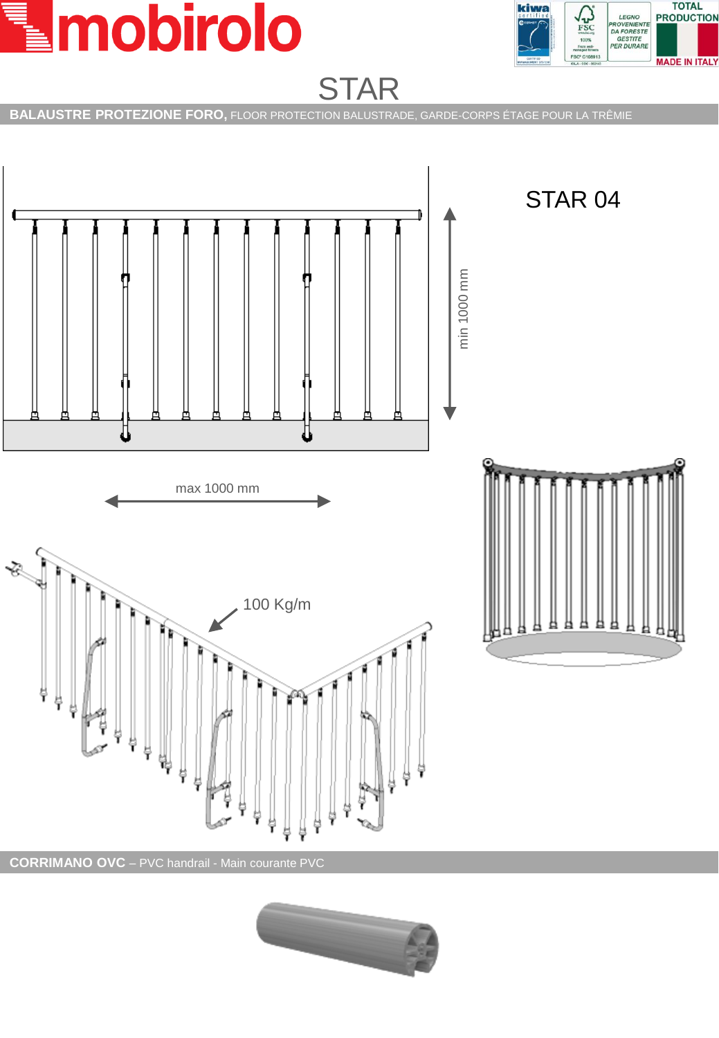# STAR

**BALAUSTRE PROTEZIONE FORO,** FLOOR PROTECTION BALUSTRADE, GARDE-CORPS ÉTAGE POUR LA TRÊMIE

## STAR 04

min 1000 mm

max 1000 mm

100 Kg/m

**CORRIMANO OVC** – PVC handrail - Main courante PVC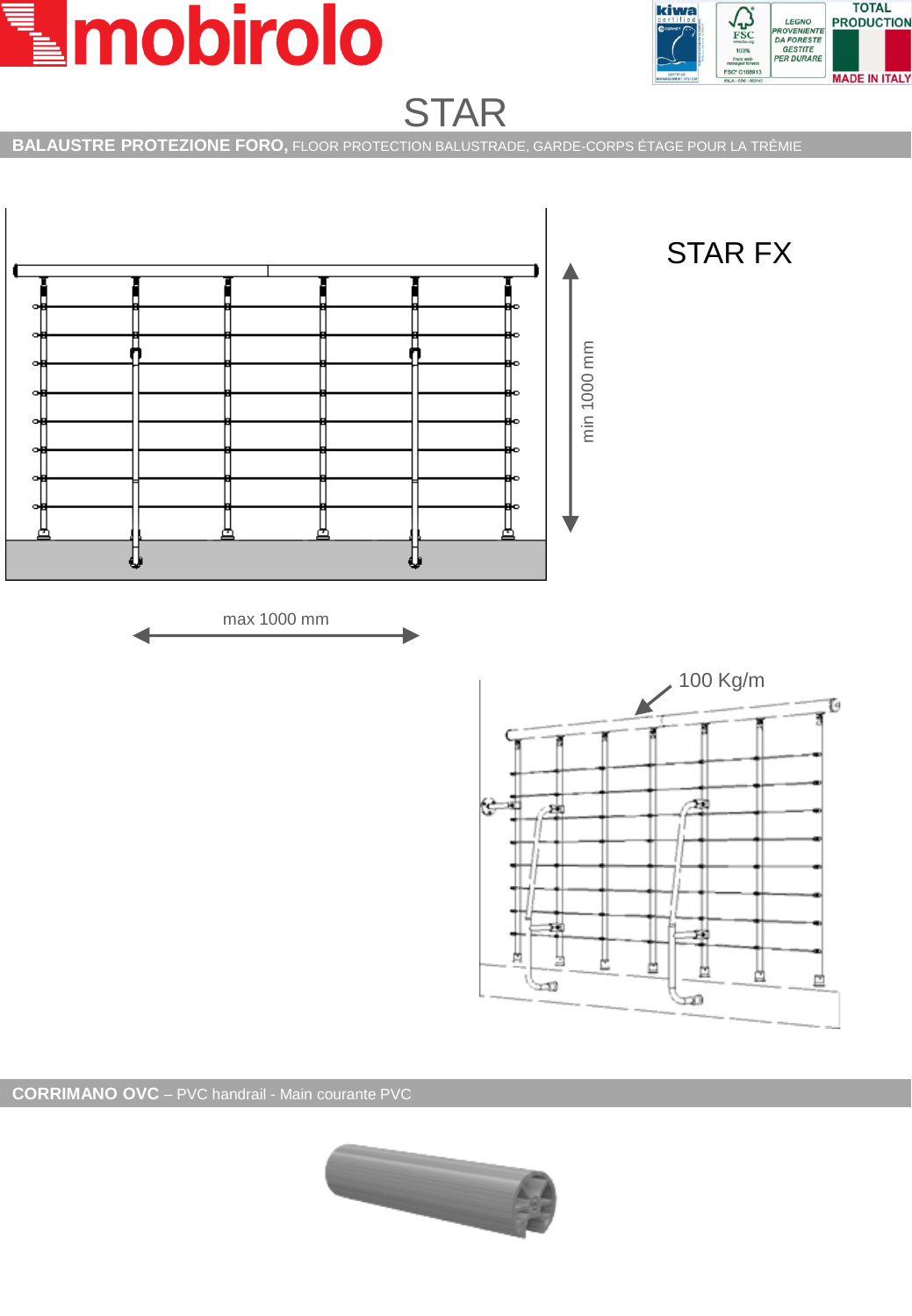mobirolo

TOTAL PRODUCTION

MADE IN ITALY

# STAR

**BALAUSTRE PROTEZIONE FORO,** FLOOR PROTECTION BALUSTRADE, GARDE-CORPS ÉTAGE POUR LA TRÊMIE

## STAR FX

min 1000 mm

max 1000 mm

100 Kg/m

**CORRIMANO OVC** – PVC handrail - Main courante PVC